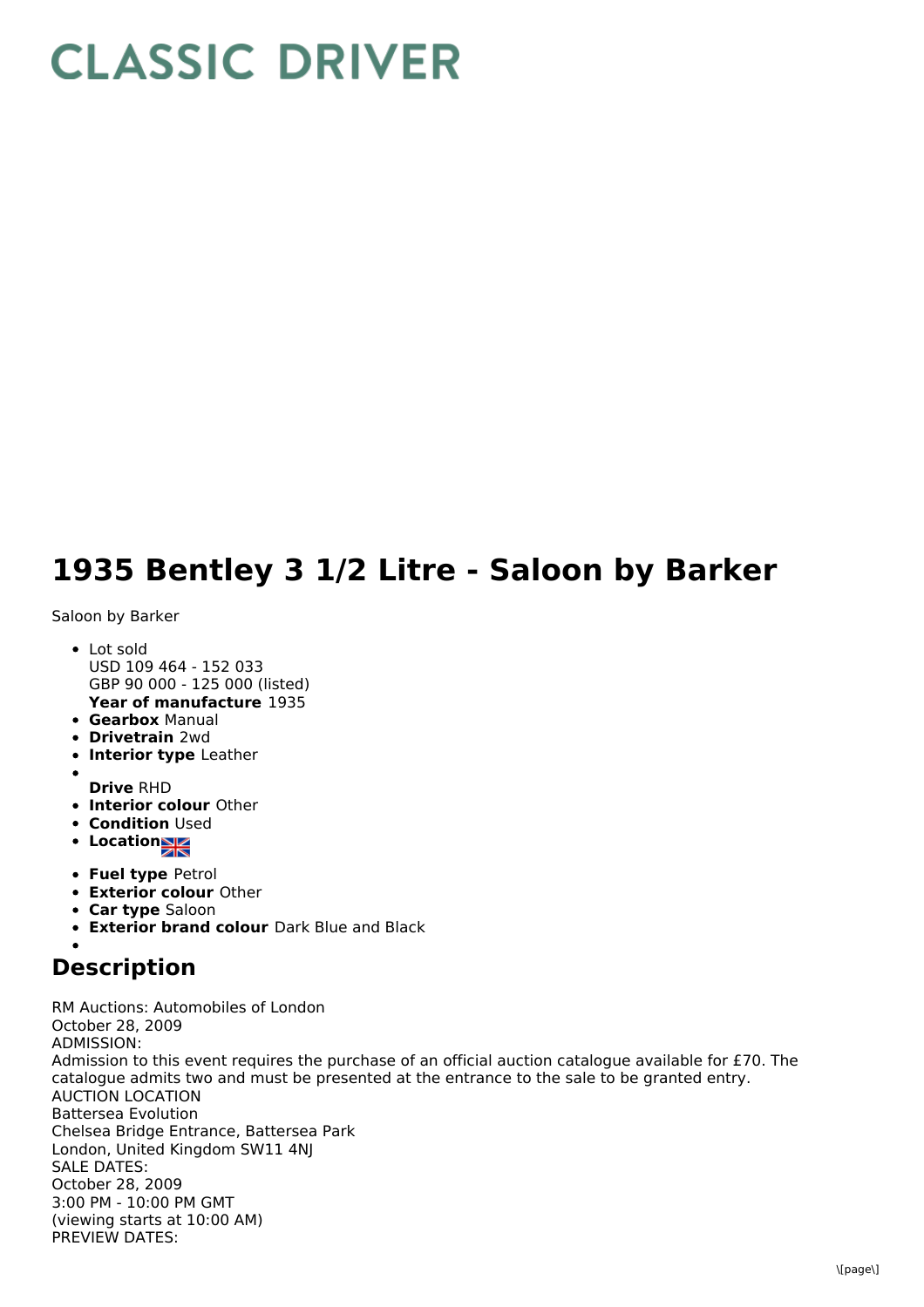# CLASSIC DRIVER

# 1935 Bentley 3 1/2 Litre - Saloon by Barker

Saloon by Barker

- Lot sold
  USD 109 464 - 152 033
  GBP 90 000 - 125 000 (listed)
  **Year of manufacture** 1935
- **Gearbox** Manual
- **Drivetrain** 2wd
- **Interior type** Leather
- 
  **Drive** RHD
- **Interior colour** Other
- **Condition** Used
- **Location**
- **Fuel type** Petrol
- **Exterior colour** Other
- **Car type** Saloon
- **Exterior brand colour** Dark Blue and Black
- 

## Description

RM Auctions: Automobiles of London
October 28, 2009
ADMISSION:
Admission to this event requires the purchase of an official auction catalogue available for £70. The catalogue admits two and must be presented at the entrance to the sale to be granted entry.
AUCTION LOCATION
Battersea Evolution
Chelsea Bridge Entrance, Battersea Park
London, United Kingdom SW11 4NJ
SALE DATES:
October 28, 2009
3:00 PM - 10:00 PM GMT
(viewing starts at 10:00 AM)
PREVIEW DATES: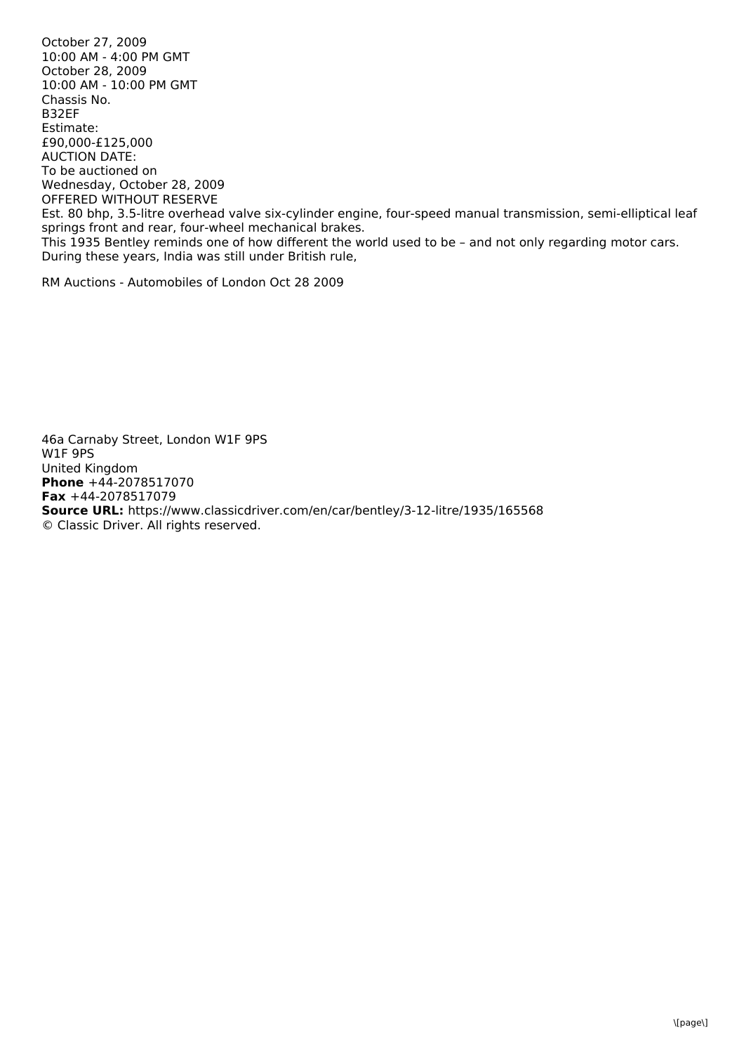October 27, 2009
10:00 AM - 4:00 PM GMT
October 28, 2009
10:00 AM - 10:00 PM GMT
Chassis No.
B32EF
Estimate:
£90,000-£125,000
AUCTION DATE:
To be auctioned on
Wednesday, October 28, 2009
OFFERED WITHOUT RESERVE
Est. 80 bhp, 3.5-litre overhead valve six-cylinder engine, four-speed manual transmission, semi-elliptical leaf springs front and rear, four-wheel mechanical brakes.
This 1935 Bentley reminds one of how different the world used to be – and not only regarding motor cars. During these years, India was still under British rule,

RM Auctions - Automobiles of London Oct 28 2009

46a Carnaby Street, London W1F 9PS
W1F 9PS
United Kingdom
**Phone** +44-2078517070
**Fax** +44-2078517079
**Source URL:** https://www.classicdriver.com/en/car/bentley/3-12-litre/1935/165568
© Classic Driver. All rights reserved.